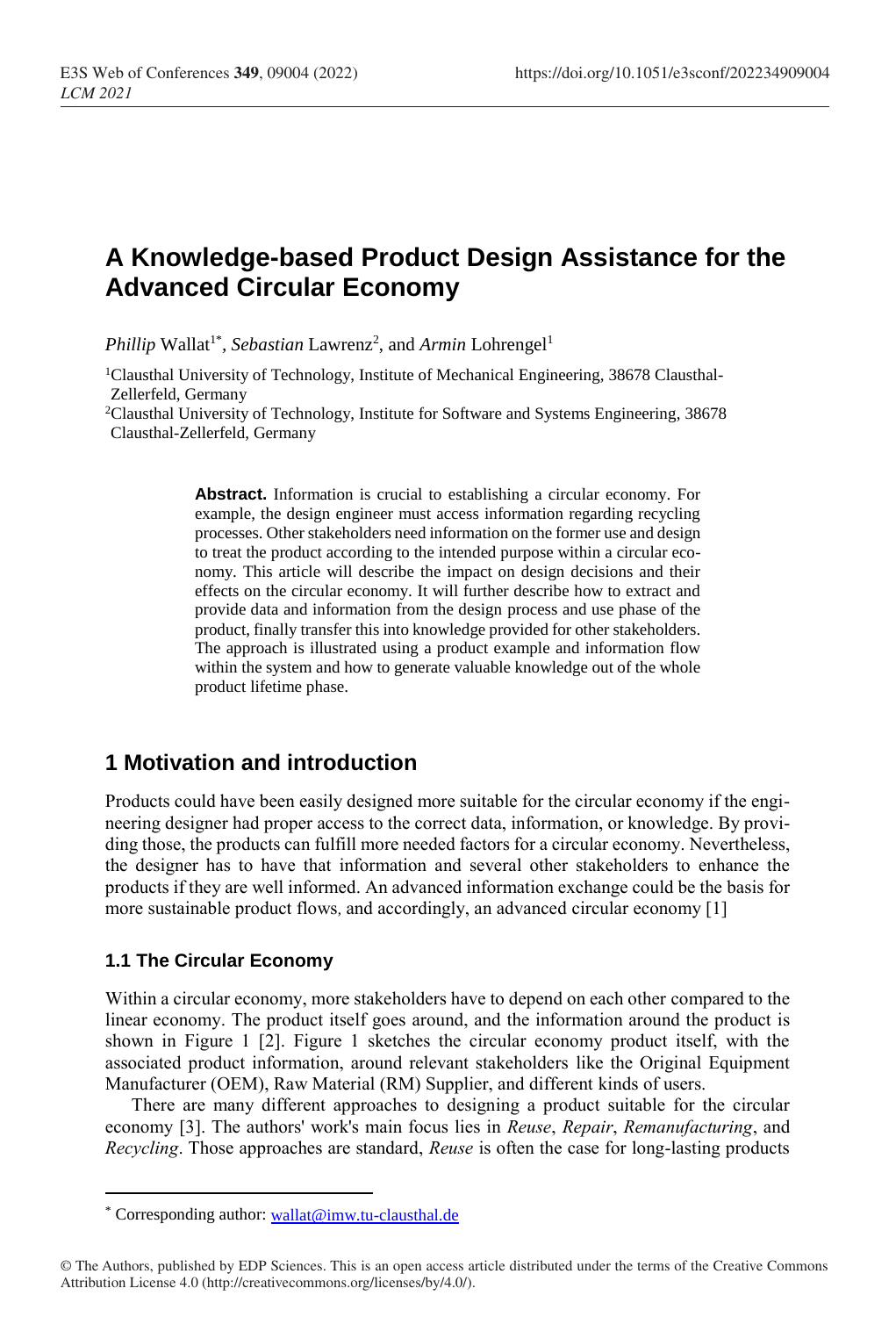# A Knowledge-based Product Design Assistance for the Advanced Circular Economy

*Phillip* Wallat[1*], *Sebastian* Lawrenz[2], and *Armin* Lohrengel[1]

[1]Clausthal University of Technology, Institute of Mechanical Engineering, 38678 Clausthal-Zellerfeld, Germany

[2]Clausthal University of Technology, Institute for Software and Systems Engineering, 38678 Clausthal-Zellerfeld, Germany

**Abstract.** Information is crucial to establishing a circular economy. For example, the design engineer must access information regarding recycling processes. Other stakeholders need information on the former use and design to treat the product according to the intended purpose within a circular economy. This article will describe the impact on design decisions and their effects on the circular economy. It will further describe how to extract and provide data and information from the design process and use phase of the product, finally transfer this into knowledge provided for other stakeholders. The approach is illustrated using a product example and information flow within the system and how to generate valuable knowledge out of the whole product lifetime phase.

## 1 Motivation and introduction

Products could have been easily designed more suitable for the circular economy if the engineering designer had proper access to the correct data, information, or knowledge. By providing those, the products can fulfill more needed factors for a circular economy. Nevertheless, the designer has to have that information and several other stakeholders to enhance the products if they are well informed. An advanced information exchange could be the basis for more sustainable product flows, and accordingly, an advanced circular economy [1]

### 1.1 The Circular Economy

Within a circular economy, more stakeholders have to depend on each other compared to the linear economy. The product itself goes around, and the information around the product is shown in Figure 1 [2]. Figure 1 sketches the circular economy product itself, with the associated product information, around relevant stakeholders like the Original Equipment Manufacturer (OEM), Raw Material (RM) Supplier, and different kinds of users.

There are many different approaches to designing a product suitable for the circular economy [3]. The authors' work's main focus lies in *Reuse*, *Repair*, *Remanufacturing*, and *Recycling*. Those approaches are standard, *Reuse* is often the case for long-lasting products

[*] Corresponding author: wallat@imw.tu-clausthal.de

© The Authors, published by EDP Sciences. This is an open access article distributed under the terms of the Creative Commons Attribution License 4.0 (http://creativecommons.org/licenses/by/4.0/).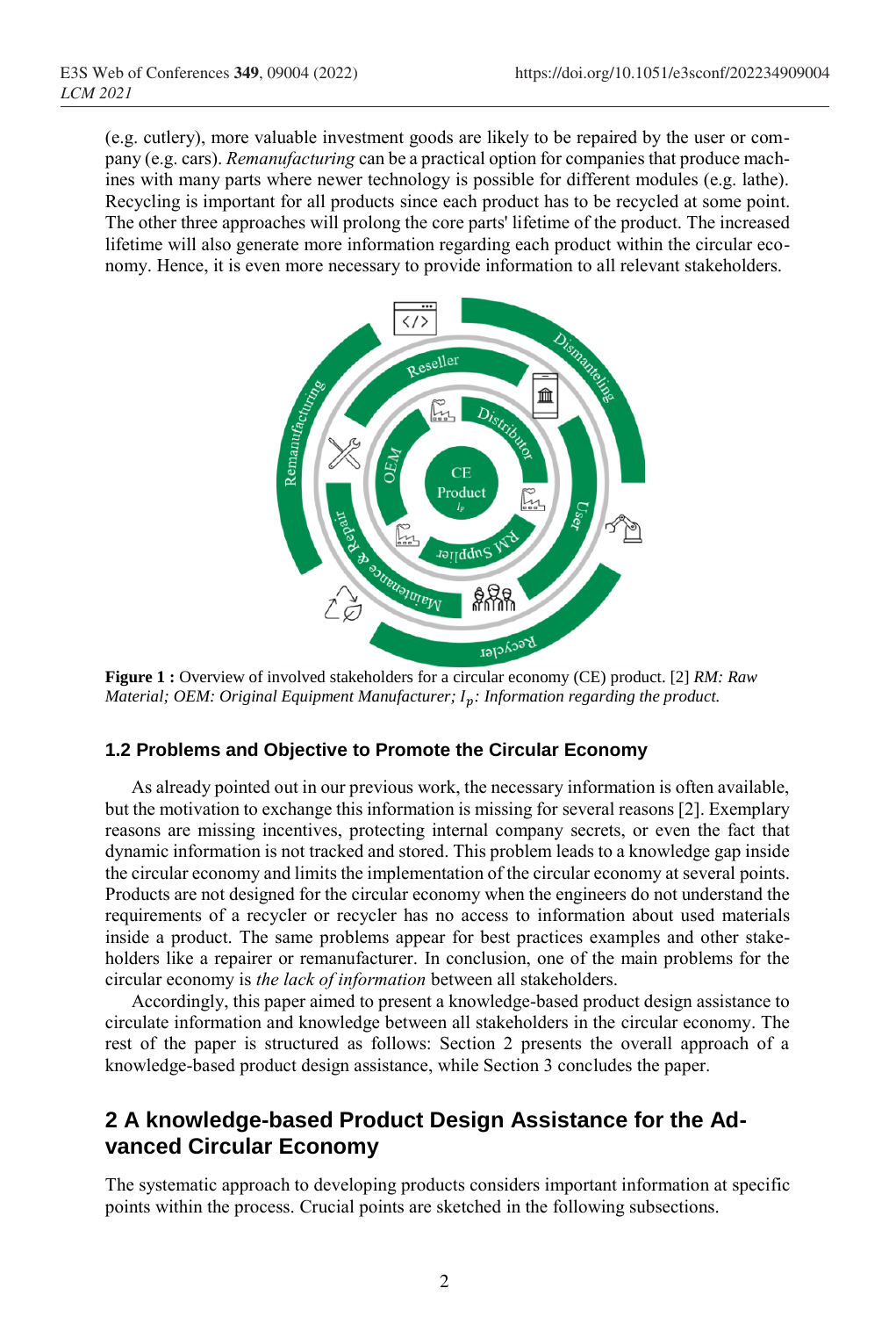(e.g. cutlery), more valuable investment goods are likely to be repaired by the user or company (e.g. cars). *Remanufacturing* can be a practical option for companies that produce machines with many parts where newer technology is possible for different modules (e.g. lathe). Recycling is important for all products since each product has to be recycled at some point. The other three approaches will prolong the core parts' lifetime of the product. The increased lifetime will also generate more information regarding each product within the circular economy. Hence, it is even more necessary to provide information to all relevant stakeholders.

**Figure 1 :** Overview of involved stakeholders for a circular economy (CE) product. [2] *RM: Raw Material; OEM: Original Equipment Manufacturer; $I_p$: Information regarding the product.*

### 1.2 Problems and Objective to Promote the Circular Economy

As already pointed out in our previous work, the necessary information is often available, but the motivation to exchange this information is missing for several reasons [2]. Exemplary reasons are missing incentives, protecting internal company secrets, or even the fact that dynamic information is not tracked and stored. This problem leads to a knowledge gap inside the circular economy and limits the implementation of the circular economy at several points. Products are not designed for the circular economy when the engineers do not understand the requirements of a recycler or recycler has no access to information about used materials inside a product. The same problems appear for best practices examples and other stakeholders like a repairer or remanufacturer. In conclusion, one of the main problems for the circular economy is *the lack of information* between all stakeholders.

Accordingly, this paper aimed to present a knowledge-based product design assistance to circulate information and knowledge between all stakeholders in the circular economy. The rest of the paper is structured as follows: Section 2 presents the overall approach of a knowledge-based product design assistance, while Section 3 concludes the paper.

## 2 A knowledge-based Product Design Assistance for the Advanced Circular Economy

The systematic approach to developing products considers important information at specific points within the process. Crucial points are sketched in the following subsections.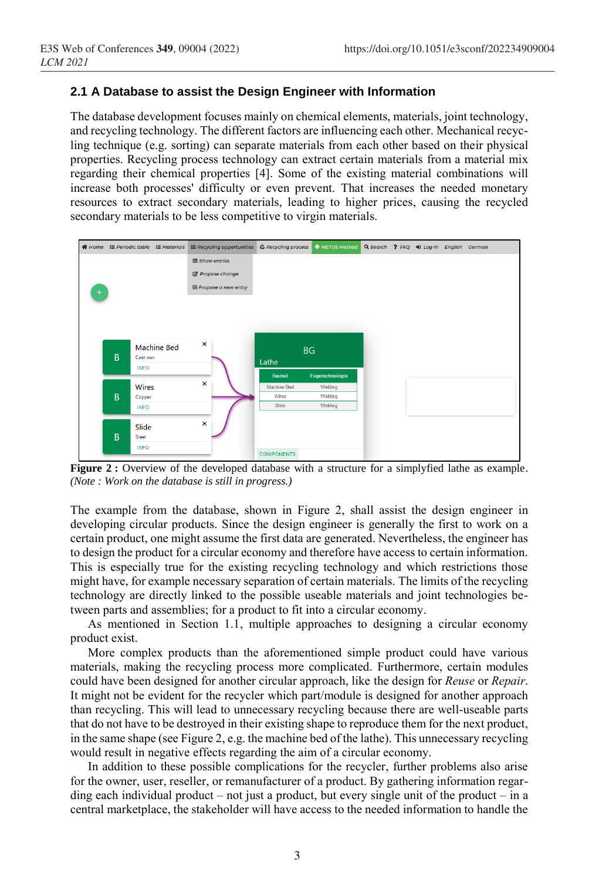## 2.1 A Database to assist the Design Engineer with Information

The database development focuses mainly on chemical elements, materials, joint technology, and recycling technology. The different factors are influencing each other. Mechanical recycling technique (e.g. sorting) can separate materials from each other based on their physical properties. Recycling process technology can extract certain materials from a material mix regarding their chemical properties [4]. Some of the existing material combinations will increase both processes' difficulty or even prevent. That increases the needed monetary resources to extract secondary materials, leading to higher prices, causing the recycled secondary materials to be less competitive to virgin materials.

**Figure 2 :** Overview of the developed database with a structure for a simplyfied lathe as example. *(Note : Work on the database is still in progress.)*

The example from the database, shown in Figure 2, shall assist the design engineer in developing circular products. Since the design engineer is generally the first to work on a certain product, one might assume the first data are generated. Nevertheless, the engineer has to design the product for a circular economy and therefore have access to certain information. This is especially true for the existing recycling technology and which restrictions those might have, for example necessary separation of certain materials. The limits of the recycling technology are directly linked to the possible useable materials and joint technologies between parts and assemblies; for a product to fit into a circular economy.

As mentioned in Section 1.1, multiple approaches to designing a circular economy product exist.

More complex products than the aforementioned simple product could have various materials, making the recycling process more complicated. Furthermore, certain modules could have been designed for another circular approach, like the design for *Reuse* or *Repair*. It might not be evident for the recycler which part/module is designed for another approach than recycling. This will lead to unnecessary recycling because there are well-useable parts that do not have to be destroyed in their existing shape to reproduce them for the next product, in the same shape (see Figure 2, e.g. the machine bed of the lathe). This unnecessary recycling would result in negative effects regarding the aim of a circular economy.

In addition to these possible complications for the recycler, further problems also arise for the owner, user, reseller, or remanufacturer of a product. By gathering information regarding each individual product – not just a product, but every single unit of the product – in a central marketplace, the stakeholder will have access to the needed information to handle the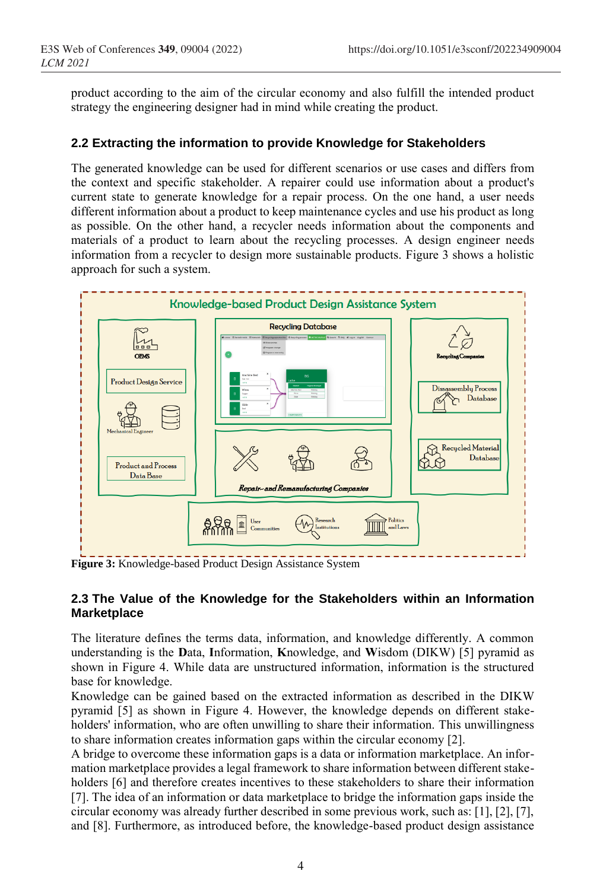product according to the aim of the circular economy and also fulfill the intended product strategy the engineering designer had in mind while creating the product.

### 2.2 Extracting the information to provide Knowledge for Stakeholders

The generated knowledge can be used for different scenarios or use cases and differs from the context and specific stakeholder. A repairer could use information about a product's current state to generate knowledge for a repair process. On the one hand, a user needs different information about a product to keep maintenance cycles and use his product as long as possible. On the other hand, a recycler needs information about the components and materials of a product to learn about the recycling processes. A design engineer needs information from a recycler to design more sustainable products. Figure 3 shows a holistic approach for such a system.

**Figure 3:** Knowledge-based Product Design Assistance System

### 2.3 The Value of the Knowledge for the Stakeholders within an Information Marketplace

The literature defines the terms data, information, and knowledge differently. A common understanding is the **D**ata, **I**nformation, **K**nowledge, and **W**isdom (DIKW) [5] pyramid as shown in Figure 4. While data are unstructured information, information is the structured base for knowledge.

Knowledge can be gained based on the extracted information as described in the DIKW pyramid [5] as shown in Figure 4. However, the knowledge depends on different stakeholders' information, who are often unwilling to share their information. This unwillingness to share information creates information gaps within the circular economy [2].

A bridge to overcome these information gaps is a data or information marketplace. An information marketplace provides a legal framework to share information between different stakeholders [6] and therefore creates incentives to these stakeholders to share their information [7]. The idea of an information or data marketplace to bridge the information gaps inside the circular economy was already further described in some previous work, such as: [1], [2], [7], and [8]. Furthermore, as introduced before, the knowledge-based product design assistance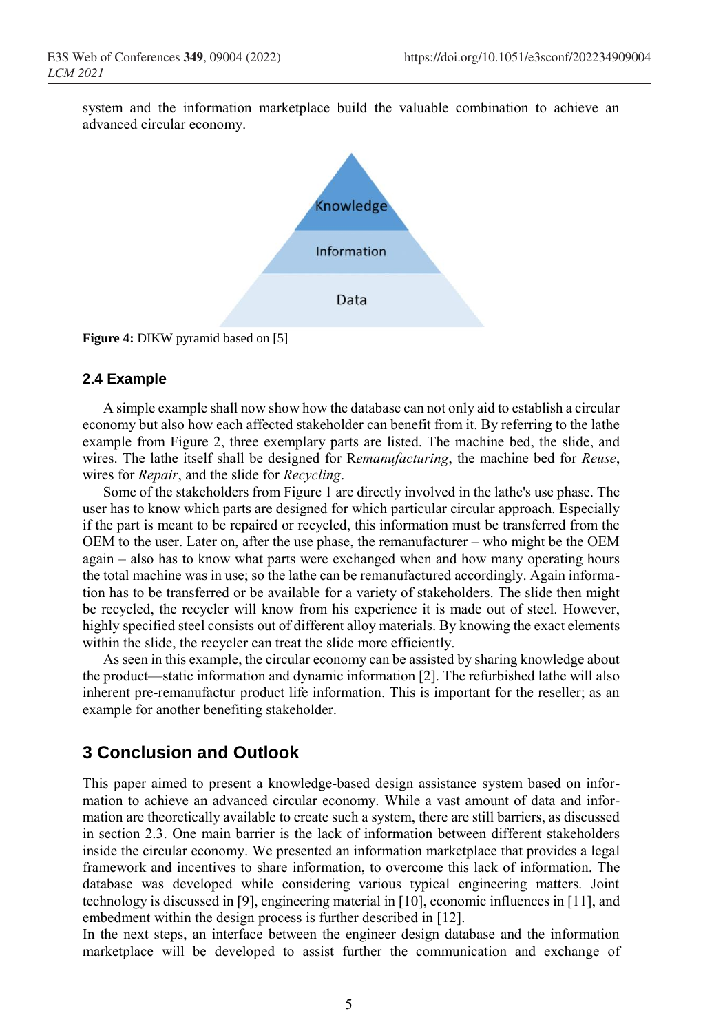system and the information marketplace build the valuable combination to achieve an advanced circular economy.

Knowledge

Information

Data

**Figure 4:** DIKW pyramid based on [5]

### 2.4 Example

A simple example shall now show how the database can not only aid to establish a circular economy but also how each affected stakeholder can benefit from it. By referring to the lathe example from Figure 2, three exemplary parts are listed. The machine bed, the slide, and wires. The lathe itself shall be designed for R*emanufacturing*, the machine bed for *Reuse*, wires for *Repair*, and the slide for *Recycling*.

Some of the stakeholders from Figure 1 are directly involved in the lathe's use phase. The user has to know which parts are designed for which particular circular approach. Especially if the part is meant to be repaired or recycled, this information must be transferred from the OEM to the user. Later on, after the use phase, the remanufacturer – who might be the OEM again – also has to know what parts were exchanged when and how many operating hours the total machine was in use; so the lathe can be remanufactured accordingly. Again information has to be transferred or be available for a variety of stakeholders. The slide then might be recycled, the recycler will know from his experience it is made out of steel. However, highly specified steel consists out of different alloy materials. By knowing the exact elements within the slide, the recycler can treat the slide more efficiently.

As seen in this example, the circular economy can be assisted by sharing knowledge about the product—static information and dynamic information [2]. The refurbished lathe will also inherent pre-remanufactur product life information. This is important for the reseller; as an example for another benefiting stakeholder.

## 3 Conclusion and Outlook

This paper aimed to present a knowledge-based design assistance system based on information to achieve an advanced circular economy. While a vast amount of data and information are theoretically available to create such a system, there are still barriers, as discussed in section 2.3. One main barrier is the lack of information between different stakeholders inside the circular economy. We presented an information marketplace that provides a legal framework and incentives to share information, to overcome this lack of information. The database was developed while considering various typical engineering matters. Joint technology is discussed in [9], engineering material in [10], economic influences in [11], and embedment within the design process is further described in [12].

In the next steps, an interface between the engineer design database and the information marketplace will be developed to assist further the communication and exchange of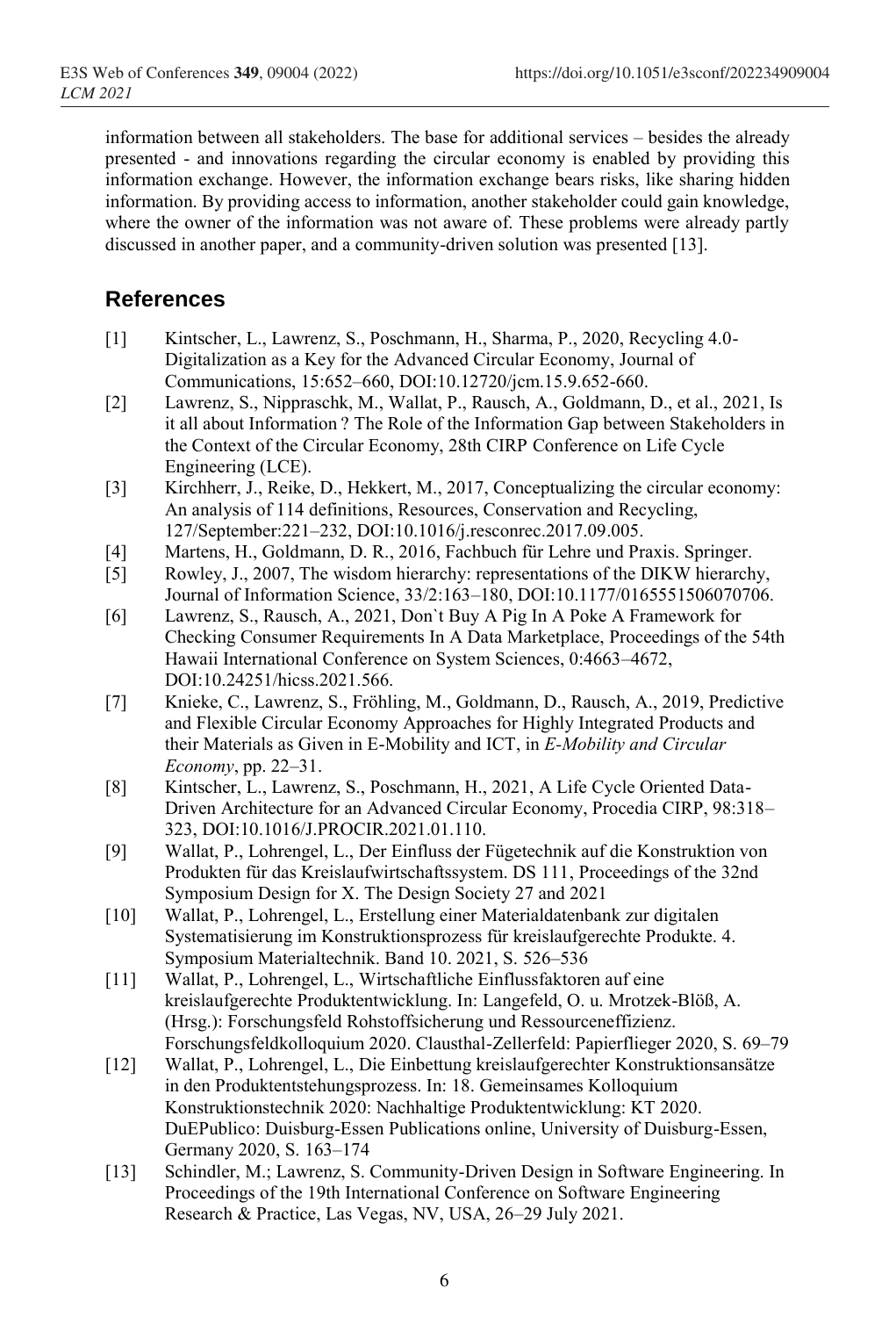information between all stakeholders. The base for additional services – besides the already presented - and innovations regarding the circular economy is enabled by providing this information exchange. However, the information exchange bears risks, like sharing hidden information. By providing access to information, another stakeholder could gain knowledge, where the owner of the information was not aware of. These problems were already partly discussed in another paper, and a community-driven solution was presented [13].

## References

[1] Kintscher, L., Lawrenz, S., Poschmann, H., Sharma, P., 2020, Recycling 4.0-Digitalization as a Key for the Advanced Circular Economy, Journal of Communications, 15:652–660, DOI:10.12720/jcm.15.9.652-660.

[2] Lawrenz, S., Nippraschk, M., Wallat, P., Rausch, A., Goldmann, D., et al., 2021, Is it all about Information ? The Role of the Information Gap between Stakeholders in the Context of the Circular Economy, 28th CIRP Conference on Life Cycle Engineering (LCE).

[3] Kirchherr, J., Reike, D., Hekkert, M., 2017, Conceptualizing the circular economy: An analysis of 114 definitions, Resources, Conservation and Recycling, 127/September:221–232, DOI:10.1016/j.resconrec.2017.09.005.

[4] Martens, H., Goldmann, D. R., 2016, Fachbuch für Lehre und Praxis. Springer.

[5] Rowley, J., 2007, The wisdom hierarchy: representations of the DIKW hierarchy, Journal of Information Science, 33/2:163–180, DOI:10.1177/0165551506070706.

[6] Lawrenz, S., Rausch, A., 2021, Don`t Buy A Pig In A Poke A Framework for Checking Consumer Requirements In A Data Marketplace, Proceedings of the 54th Hawaii International Conference on System Sciences, 0:4663–4672, DOI:10.24251/hicss.2021.566.

[7] Knieke, C., Lawrenz, S., Fröhling, M., Goldmann, D., Rausch, A., 2019, Predictive and Flexible Circular Economy Approaches for Highly Integrated Products and their Materials as Given in E-Mobility and ICT, in *E-Mobility and Circular Economy*, pp. 22–31.

[8] Kintscher, L., Lawrenz, S., Poschmann, H., 2021, A Life Cycle Oriented Data-Driven Architecture for an Advanced Circular Economy, Procedia CIRP, 98:318–323, DOI:10.1016/J.PROCIR.2021.01.110.

[9] Wallat, P., Lohrengel, L., Der Einfluss der Fügetechnik auf die Konstruktion von Produkten für das Kreislaufwirtschaftssystem. DS 111, Proceedings of the 32nd Symposium Design for X. The Design Society 27 and 2021

[10] Wallat, P., Lohrengel, L., Erstellung einer Materialdatenbank zur digitalen Systematisierung im Konstruktionsprozess für kreislaufgerechte Produkte. 4. Symposium Materialtechnik. Band 10. 2021, S. 526–536

[11] Wallat, P., Lohrengel, L., Wirtschaftliche Einflussfaktoren auf eine kreislaufgerechte Produktentwicklung. In: Langefeld, O. u. Mrotzek-Blöß, A. (Hrsg.): Forschungsfeld Rohstoffsicherung und Ressourceneffizienz. Forschungsfeldkolloquium 2020. Clausthal-Zellerfeld: Papierflieger 2020, S. 69–79

[12] Wallat, P., Lohrengel, L., Die Einbettung kreislaufgerechter Konstruktionsansätze in den Produktentstehungsprozess. In: 18. Gemeinsames Kolloquium Konstruktionstechnik 2020: Nachhaltige Produktentwicklung: KT 2020. DuEPublico: Duisburg-Essen Publications online, University of Duisburg-Essen, Germany 2020, S. 163–174

[13] Schindler, M.; Lawrenz, S. Community-Driven Design in Software Engineering. In Proceedings of the 19th International Conference on Software Engineering Research & Practice, Las Vegas, NV, USA, 26–29 July 2021.